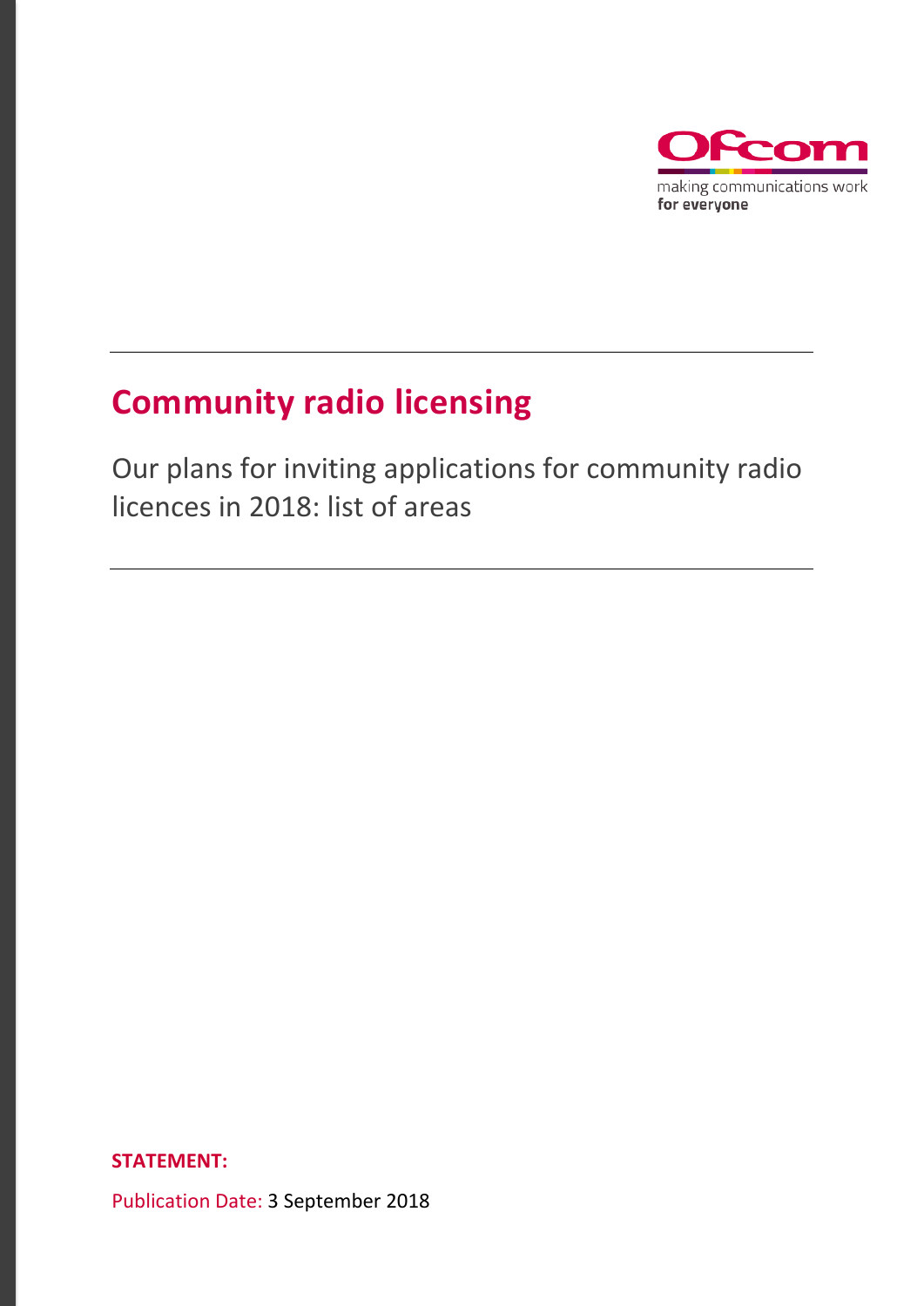Ofcom

making communications work
for everyone

# Community radio licensing

Our plans for inviting applications for community radio licences in 2018: list of areas

**STATEMENT:**

Publication Date: 3 September 2018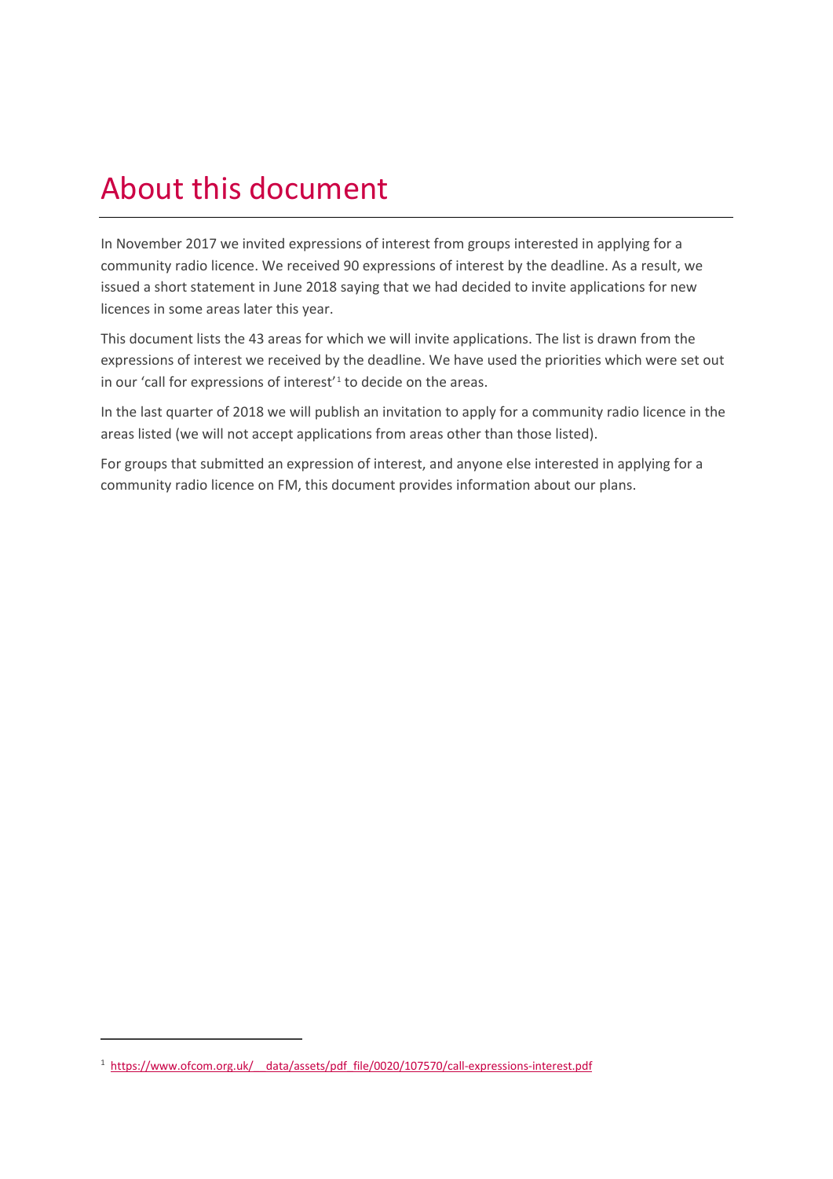# About this document

In November 2017 we invited expressions of interest from groups interested in applying for a community radio licence. We received 90 expressions of interest by the deadline. As a result, we issued a short statement in June 2018 saying that we had decided to invite applications for new licences in some areas later this year.

This document lists the 43 areas for which we will invite applications. The list is drawn from the expressions of interest we received by the deadline. We have used the priorities which were set out in our 'call for expressions of interest'[1] to decide on the areas.

In the last quarter of 2018 we will publish an invitation to apply for a community radio licence in the areas listed (we will not accept applications from areas other than those listed).

For groups that submitted an expression of interest, and anyone else interested in applying for a community radio licence on FM, this document provides information about our plans.

[1] https://www.ofcom.org.uk/__data/assets/pdf_file/0020/107570/call-expressions-interest.pdf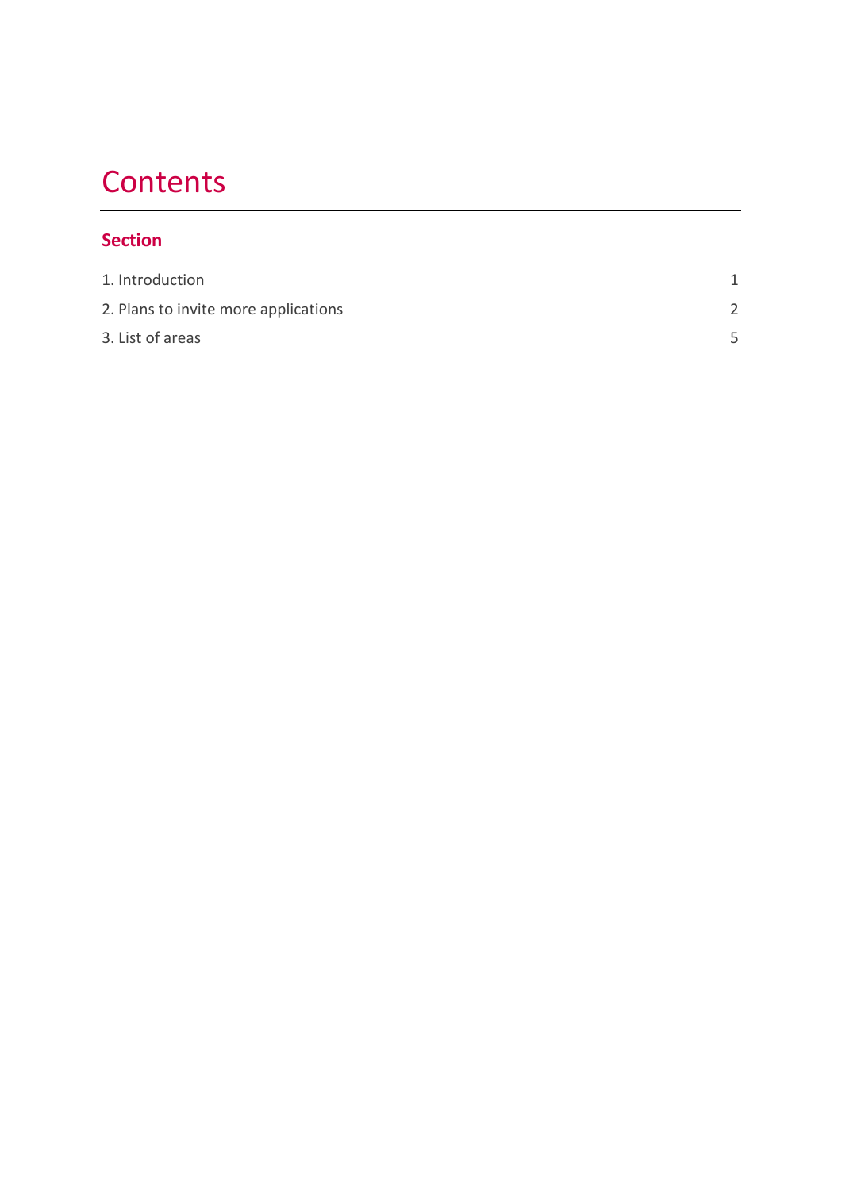# Contents

**Section**

| | |
|---|---|
| 1. Introduction | 1 |
| 2. Plans to invite more applications | 2 |
| 3. List of areas | 5 |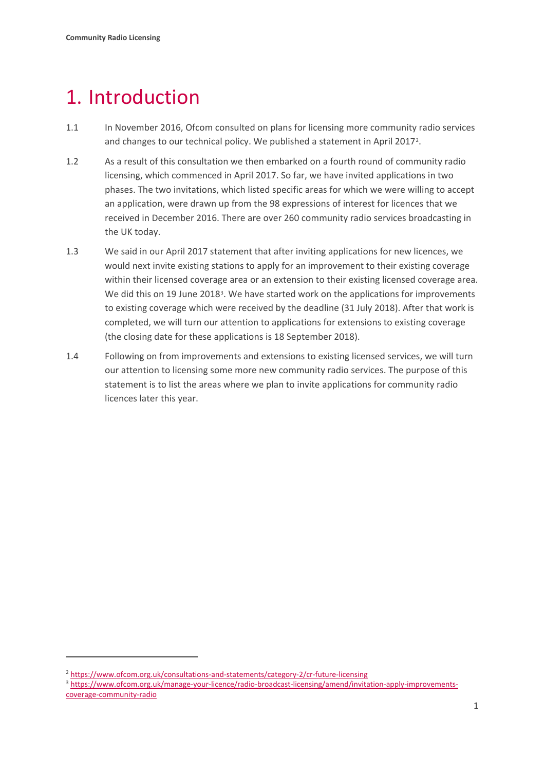# 1. Introduction

1.1 In November 2016, Ofcom consulted on plans for licensing more community radio services and changes to our technical policy. We published a statement in April 2017[2].

1.2 As a result of this consultation we then embarked on a fourth round of community radio licensing, which commenced in April 2017. So far, we have invited applications in two phases. The two invitations, which listed specific areas for which we were willing to accept an application, were drawn up from the 98 expressions of interest for licences that we received in December 2016. There are over 260 community radio services broadcasting in the UK today.

1.3 We said in our April 2017 statement that after inviting applications for new licences, we would next invite existing stations to apply for an improvement to their existing coverage within their licensed coverage area or an extension to their existing licensed coverage area. We did this on 19 June 2018[3]. We have started work on the applications for improvements to existing coverage which were received by the deadline (31 July 2018). After that work is completed, we will turn our attention to applications for extensions to existing coverage (the closing date for these applications is 18 September 2018).

1.4 Following on from improvements and extensions to existing licensed services, we will turn our attention to licensing some more new community radio services. The purpose of this statement is to list the areas where we plan to invite applications for community radio licences later this year.

---

[2] https://www.ofcom.org.uk/consultations-and-statements/category-2/cr-future-licensing

[3] https://www.ofcom.org.uk/manage-your-licence/radio-broadcast-licensing/amend/invitation-apply-improvements-coverage-community-radio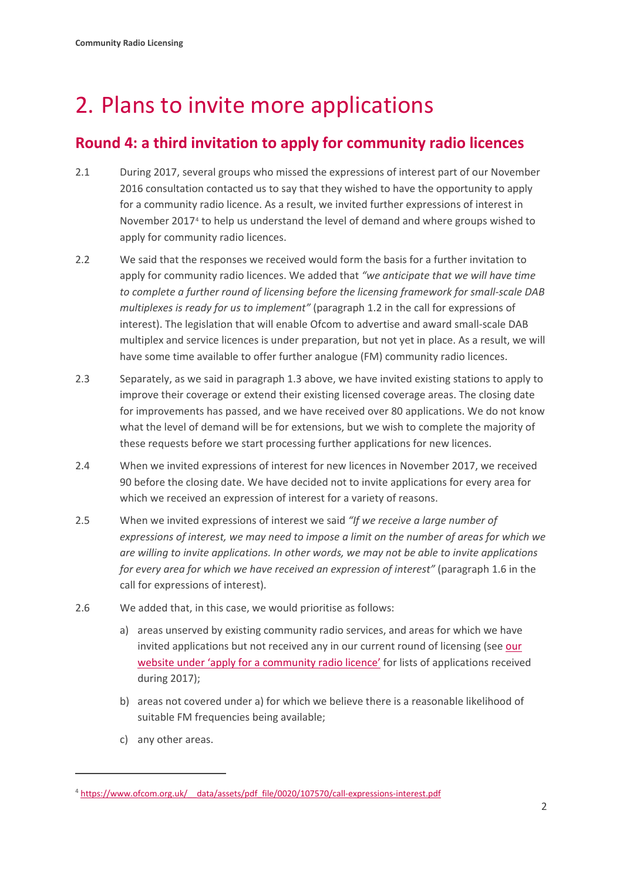# 2. Plans to invite more applications

## Round 4: a third invitation to apply for community radio licences

2.1 During 2017, several groups who missed the expressions of interest part of our November 2016 consultation contacted us to say that they wished to have the opportunity to apply for a community radio licence. As a result, we invited further expressions of interest in November 2017[4] to help us understand the level of demand and where groups wished to apply for community radio licences.

2.2 We said that the responses we received would form the basis for a further invitation to apply for community radio licences. We added that *"we anticipate that we will have time to complete a further round of licensing before the licensing framework for small-scale DAB multiplexes is ready for us to implement"* (paragraph 1.2 in the call for expressions of interest). The legislation that will enable Ofcom to advertise and award small-scale DAB multiplex and service licences is under preparation, but not yet in place. As a result, we will have some time available to offer further analogue (FM) community radio licences.

2.3 Separately, as we said in paragraph 1.3 above, we have invited existing stations to apply to improve their coverage or extend their existing licensed coverage areas. The closing date for improvements has passed, and we have received over 80 applications. We do not know what the level of demand will be for extensions, but we wish to complete the majority of these requests before we start processing further applications for new licences.

2.4 When we invited expressions of interest for new licences in November 2017, we received 90 before the closing date. We have decided not to invite applications for every area for which we received an expression of interest for a variety of reasons.

2.5 When we invited expressions of interest we said *"If we receive a large number of expressions of interest, we may need to impose a limit on the number of areas for which we are willing to invite applications. In other words, we may not be able to invite applications for every area for which we have received an expression of interest"* (paragraph 1.6 in the call for expressions of interest).

2.6 We added that, in this case, we would prioritise as follows:

a) areas unserved by existing community radio services, and areas for which we have invited applications but not received any in our current round of licensing (see [our website under 'apply for a community radio licence'] for lists of applications received during 2017);

b) areas not covered under a) for which we believe there is a reasonable likelihood of suitable FM frequencies being available;

c) any other areas.

---

[4] https://www.ofcom.org.uk/__data/assets/pdf_file/0020/107570/call-expressions-interest.pdf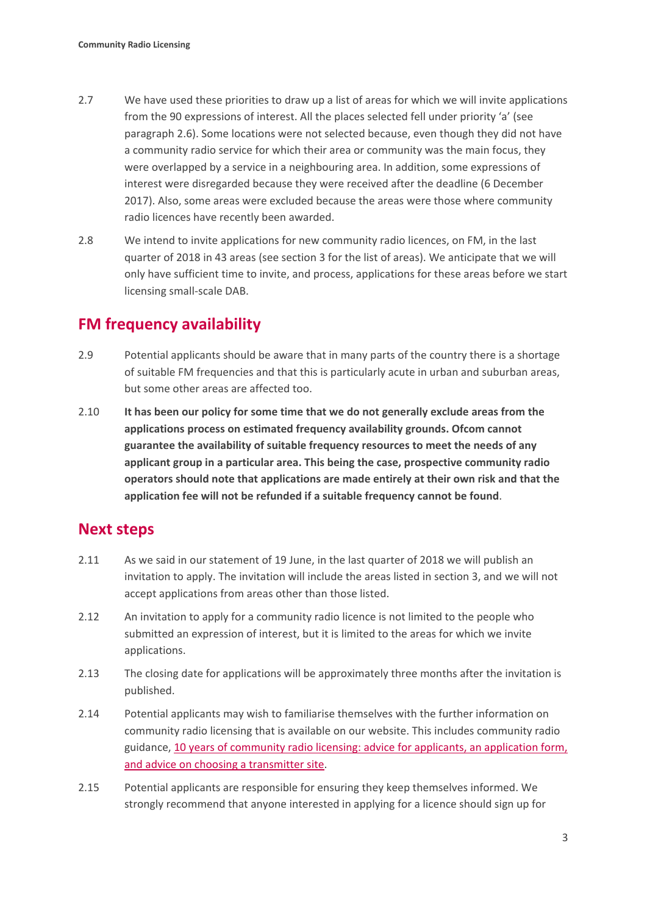2.7 We have used these priorities to draw up a list of areas for which we will invite applications from the 90 expressions of interest. All the places selected fell under priority 'a' (see paragraph 2.6). Some locations were not selected because, even though they did not have a community radio service for which their area or community was the main focus, they were overlapped by a service in a neighbouring area. In addition, some expressions of interest were disregarded because they were received after the deadline (6 December 2017). Also, some areas were excluded because the areas were those where community radio licences have recently been awarded.

2.8 We intend to invite applications for new community radio licences, on FM, in the last quarter of 2018 in 43 areas (see section 3 for the list of areas). We anticipate that we will only have sufficient time to invite, and process, applications for these areas before we start licensing small-scale DAB.

## FM frequency availability

2.9 Potential applicants should be aware that in many parts of the country there is a shortage of suitable FM frequencies and that this is particularly acute in urban and suburban areas, but some other areas are affected too.

2.10 **It has been our policy for some time that we do not generally exclude areas from the applications process on estimated frequency availability grounds. Ofcom cannot guarantee the availability of suitable frequency resources to meet the needs of any applicant group in a particular area. This being the case, prospective community radio operators should note that applications are made entirely at their own risk and that the application fee will not be refunded if a suitable frequency cannot be found**.

## Next steps

2.11 As we said in our statement of 19 June, in the last quarter of 2018 we will publish an invitation to apply. The invitation will include the areas listed in section 3, and we will not accept applications from areas other than those listed.

2.12 An invitation to apply for a community radio licence is not limited to the people who submitted an expression of interest, but it is limited to the areas for which we invite applications.

2.13 The closing date for applications will be approximately three months after the invitation is published.

2.14 Potential applicants may wish to familiarise themselves with the further information on community radio licensing that is available on our website. This includes community radio guidance, 10 years of community radio licensing: advice for applicants, an application form, and advice on choosing a transmitter site.

2.15 Potential applicants are responsible for ensuring they keep themselves informed. We strongly recommend that anyone interested in applying for a licence should sign up for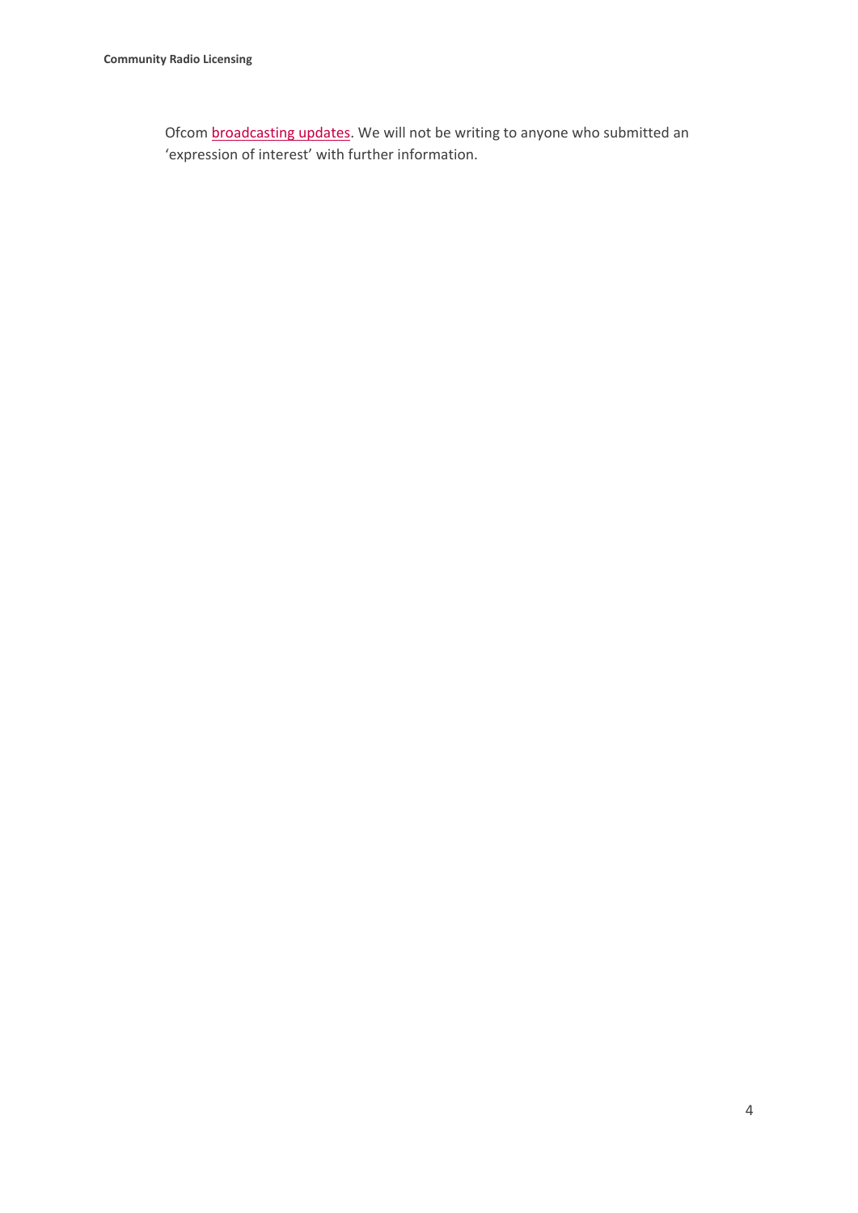Ofcom broadcasting updates. We will not be writing to anyone who submitted an 'expression of interest' with further information.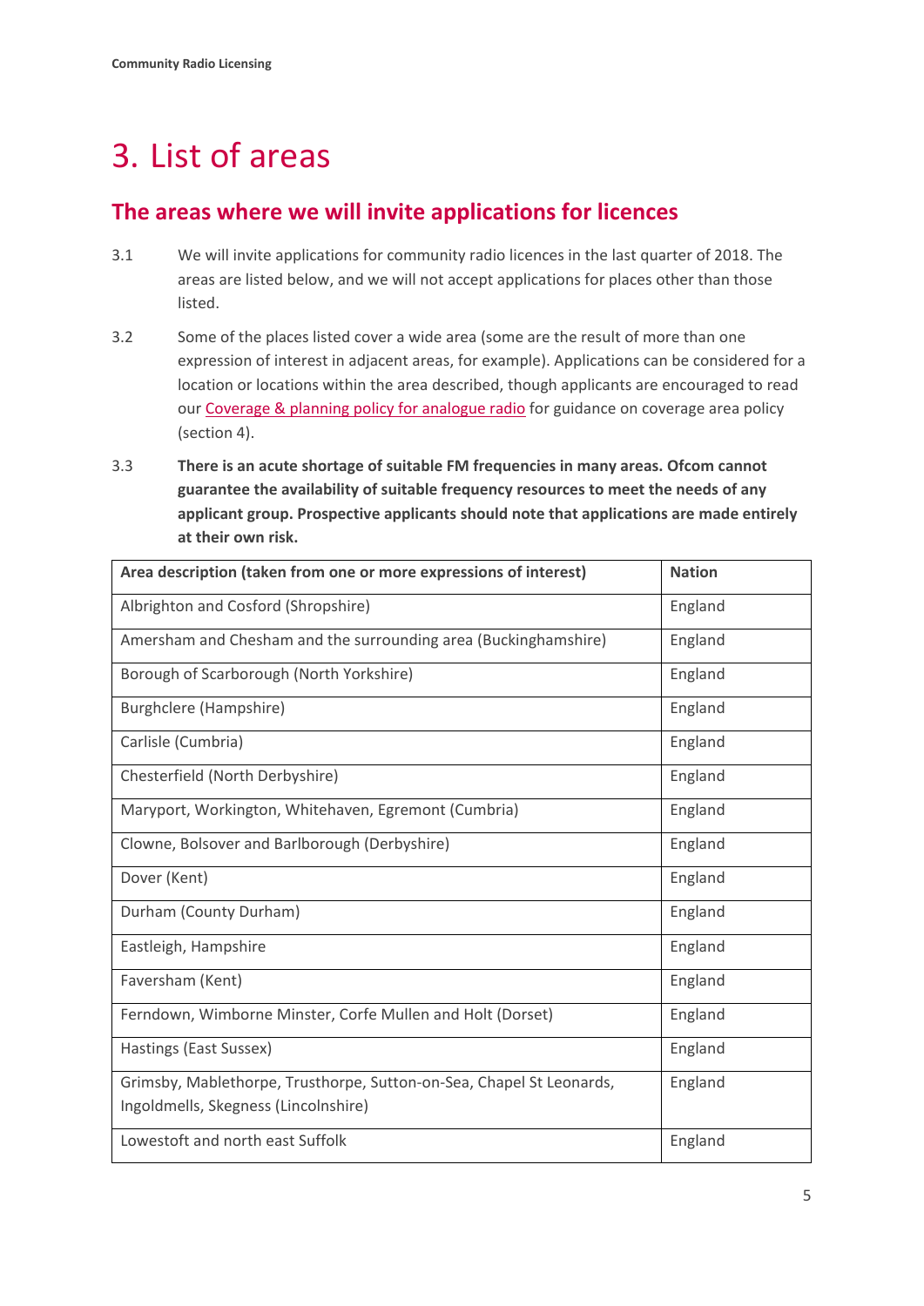# 3. List of areas

## The areas where we will invite applications for licences

3.1 We will invite applications for community radio licences in the last quarter of 2018. The areas are listed below, and we will not accept applications for places other than those listed.

3.2 Some of the places listed cover a wide area (some are the result of more than one expression of interest in adjacent areas, for example). Applications can be considered for a location or locations within the area described, though applicants are encouraged to read our [Coverage & planning policy for analogue radio]() for guidance on coverage area policy (section 4).

3.3 **There is an acute shortage of suitable FM frequencies in many areas. Ofcom cannot guarantee the availability of suitable frequency resources to meet the needs of any applicant group. Prospective applicants should note that applications are made entirely at their own risk.**

| Area description (taken from one or more expressions of interest) | Nation |
|---|---|
| Albrighton and Cosford (Shropshire) | England |
| Amersham and Chesham and the surrounding area (Buckinghamshire) | England |
| Borough of Scarborough (North Yorkshire) | England |
| Burghclere (Hampshire) | England |
| Carlisle (Cumbria) | England |
| Chesterfield (North Derbyshire) | England |
| Maryport, Workington, Whitehaven, Egremont (Cumbria) | England |
| Clowne, Bolsover and Barlborough (Derbyshire) | England |
| Dover (Kent) | England |
| Durham (County Durham) | England |
| Eastleigh, Hampshire | England |
| Faversham (Kent) | England |
| Ferndown, Wimborne Minster, Corfe Mullen and Holt (Dorset) | England |
| Hastings (East Sussex) | England |
| Grimsby, Mablethorpe, Trusthorpe, Sutton-on-Sea, Chapel St Leonards, Ingoldmells, Skegness (Lincolnshire) | England |
| Lowestoft and north east Suffolk | England |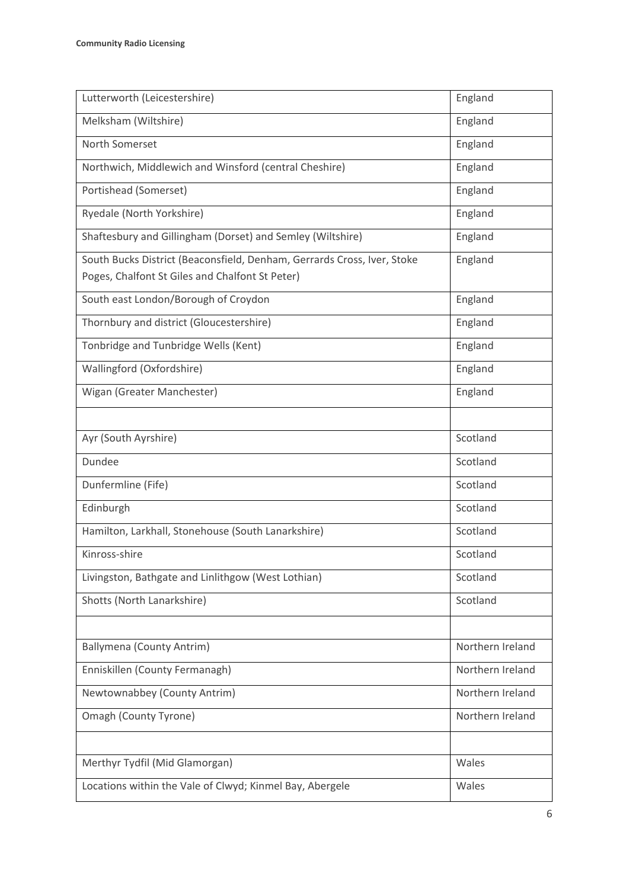| | |
|---|---|
| Lutterworth (Leicestershire) | England |
| Melksham (Wiltshire) | England |
| North Somerset | England |
| Northwich, Middlewich and Winsford (central Cheshire) | England |
| Portishead (Somerset) | England |
| Ryedale (North Yorkshire) | England |
| Shaftesbury and Gillingham (Dorset) and Semley (Wiltshire) | England |
| South Bucks District (Beaconsfield, Denham, Gerrards Cross, Iver, Stoke Poges, Chalfont St Giles and Chalfont St Peter) | England |
| South east London/Borough of Croydon | England |
| Thornbury and district (Gloucestershire) | England |
| Tonbridge and Tunbridge Wells (Kent) | England |
| Wallingford (Oxfordshire) | England |
| Wigan (Greater Manchester) | England |
| | |
| Ayr (South Ayrshire) | Scotland |
| Dundee | Scotland |
| Dunfermline (Fife) | Scotland |
| Edinburgh | Scotland |
| Hamilton, Larkhall, Stonehouse (South Lanarkshire) | Scotland |
| Kinross-shire | Scotland |
| Livingston, Bathgate and Linlithgow (West Lothian) | Scotland |
| Shotts (North Lanarkshire) | Scotland |
| | |
| Ballymena (County Antrim) | Northern Ireland |
| Enniskillen (County Fermanagh) | Northern Ireland |
| Newtownabbey (County Antrim) | Northern Ireland |
| Omagh (County Tyrone) | Northern Ireland |
| | |
| Merthyr Tydfil (Mid Glamorgan) | Wales |
| Locations within the Vale of Clwyd; Kinmel Bay, Abergele | Wales |